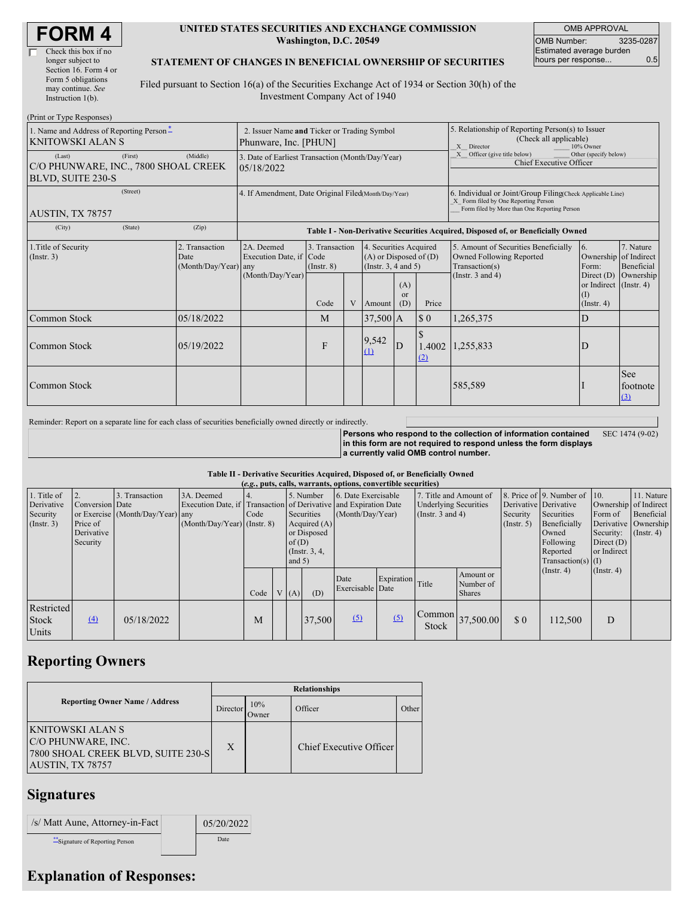# FORM 4

☐ Check this box if no longer subject to Section 16. Form 4 or Form 5 obligations may continue. *See* Instruction 1(b).

**UNITED STATES SECURITIES AND EXCHANGE COMMISSION**
**Washington, D.C. 20549**

**STATEMENT OF CHANGES IN BENEFICIAL OWNERSHIP OF SECURITIES**

Filed pursuant to Section 16(a) of the Securities Exchange Act of 1934 or Section 30(h) of the Investment Company Act of 1940

| OMB APPROVAL | |
|---|---|
| OMB Number: | 3235-0287 |
| Estimated average burden hours per response... | 0.5 |

(Print or Type Responses)

| | | |
|---|---|---|
| 1. Name and Address of Reporting Person * <br> KNITOWSKI ALAN S | 2. Issuer Name **and** Ticker or Trading Symbol <br> Phunware, Inc. [PHUN] | 5. Relationship of Reporting Person(s) to Issuer (Check all applicable) <br> _X_ Director ___ 10% Owner <br> _X_ Officer (give title below) ___ Other (specify below) <br> Chief Executive Officer |
| (Last) (First) (Middle) <br> C/O PHUNWARE, INC., 7800 SHOAL CREEK BLVD, SUITE 230-S | 3. Date of Earliest Transaction (Month/Day/Year) <br> 05/18/2022 | |
| (Street) <br> AUSTIN, TX 78757 | 4. If Amendment, Date Original Filed (Month/Day/Year) | 6. Individual or Joint/Group Filing (Check Applicable Line) <br> _X_ Form filed by One Reporting Person <br> ___ Form filed by More than One Reporting Person |
| (City) (State) (Zip) | | |

**Table I - Non-Derivative Securities Acquired, Disposed of, or Beneficially Owned**

| 1.Title of Security (Instr. 3) | 2. Transaction Date (Month/Day/Year) | 2A. Deemed Execution Date, if any (Month/Day/Year) | 3. Transaction Code (Instr. 8) Code | V | 4. Securities Acquired (A) or Disposed of (D) (Instr. 3, 4 and 5) Amount | (A) or (D) | Price | 5. Amount of Securities Beneficially Owned Following Reported Transaction(s) (Instr. 3 and 4) | 6. Ownership Form: Direct (D) or Indirect (I) (Instr. 4) | 7. Nature of Indirect Beneficial Ownership (Instr. 4) |
|---|---|---|---|---|---|---|---|---|---|---|
| Common Stock | 05/18/2022 | | M | | 37,500 | A | $ 0 | 1,265,375 | D | |
| Common Stock | 05/19/2022 | | F | | 9,542 (1) | D | $ 1.4002 (2) | 1,255,833 | D | |
| Common Stock | | | | | | | | 585,589 | I | See footnote (3) |

Reminder: Report on a separate line for each class of securities beneficially owned directly or indirectly.

**Persons who respond to the collection of information contained in this form are not required to respond unless the form displays a currently valid OMB control number.** SEC 1474 (9-02)

**Table II - Derivative Securities Acquired, Disposed of, or Beneficially Owned**
***(e.g., puts, calls, warrants, options, convertible securities)***

| 1. Title of Derivative Security (Instr. 3) | 2. Conversion or Exercise Price of Derivative Security | 3. Transaction Date (Month/Day/Year) | 3A. Deemed Execution Date, if any (Month/Day/Year) | 4. Transaction Code (Instr. 8) Code | V | 5. Number of Derivative Securities Acquired (A) or Disposed of (D) (Instr. 3, 4, and 5) (A) | (D) | 6. Date Exercisable and Expiration Date (Month/Day/Year) Date Exercisable | Expiration Date | 7. Title and Amount of Underlying Securities (Instr. 3 and 4) Title | Amount or Number of Shares | 8. Price of Derivative Security (Instr. 5) | 9. Number of Derivative Securities Beneficially Owned Following Reported Transaction(s) (Instr. 4) | 10. Ownership Form of Derivative Security: Direct (D) or Indirect (I) (Instr. 4) | 11. Nature of Indirect Beneficial Ownership (Instr. 4) |
|---|---|---|---|---|---|---|---|---|---|---|---|---|---|---|---|
| Restricted Stock Units | (4) | 05/18/2022 | | M | | | 37,500 | (5) | (5) | Common Stock | 37,500.00 | $ 0 | 112,500 | D | |

## Reporting Owners

| Reporting Owner Name / Address | Director | 10% Owner | Officer | Other |
|---|---|---|---|---|
| KNITOWSKI ALAN S <br> C/O PHUNWARE, INC. <br> 7800 SHOAL CREEK BLVD, SUITE 230-S <br> AUSTIN, TX 78757 | X | | Chief Executive Officer | |

## Signatures

| | |
|---|---|
| /s/ Matt Aune, Attorney-in-Fact | 05/20/2022 |
| **Signature of Reporting Person | Date |

## Explanation of Responses: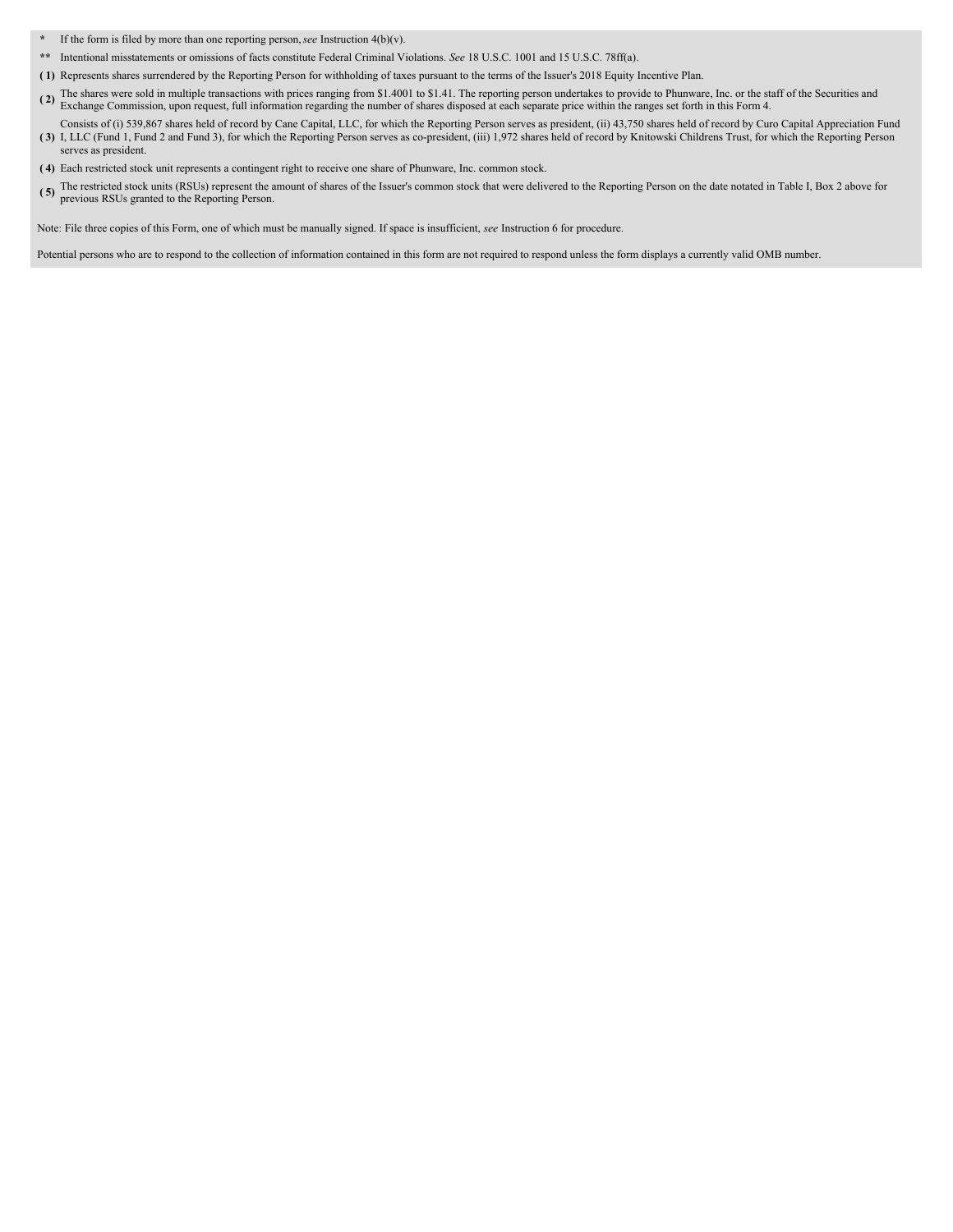* If the form is filed by more than one reporting person, *see* Instruction 4(b)(v).

** Intentional misstatements or omissions of facts constitute Federal Criminal Violations. *See* 18 U.S.C. 1001 and 15 U.S.C. 78ff(a).

( 1) Represents shares surrendered by the Reporting Person for withholding of taxes pursuant to the terms of the Issuer's 2018 Equity Incentive Plan.

( 2) The shares were sold in multiple transactions with prices ranging from $1.4001 to $1.41. The reporting person undertakes to provide to Phunware, Inc. or the staff of the Securities and Exchange Commission, upon request, full information regarding the number of shares disposed at each separate price within the ranges set forth in this Form 4.

( 3) Consists of (i) 539,867 shares held of record by Cane Capital, LLC, for which the Reporting Person serves as president, (ii) 43,750 shares held of record by Curo Capital Appreciation Fund I, LLC (Fund 1, Fund 2 and Fund 3), for which the Reporting Person serves as co-president, (iii) 1,972 shares held of record by Knitowski Childrens Trust, for which the Reporting Person serves as president.

( 4) Each restricted stock unit represents a contingent right to receive one share of Phunware, Inc. common stock.

( 5) The restricted stock units (RSUs) represent the amount of shares of the Issuer's common stock that were delivered to the Reporting Person on the date notated in Table I, Box 2 above for previous RSUs granted to the Reporting Person.

Note: File three copies of this Form, one of which must be manually signed. If space is insufficient, *see* Instruction 6 for procedure.

Potential persons who are to respond to the collection of information contained in this form are not required to respond unless the form displays a currently valid OMB number.